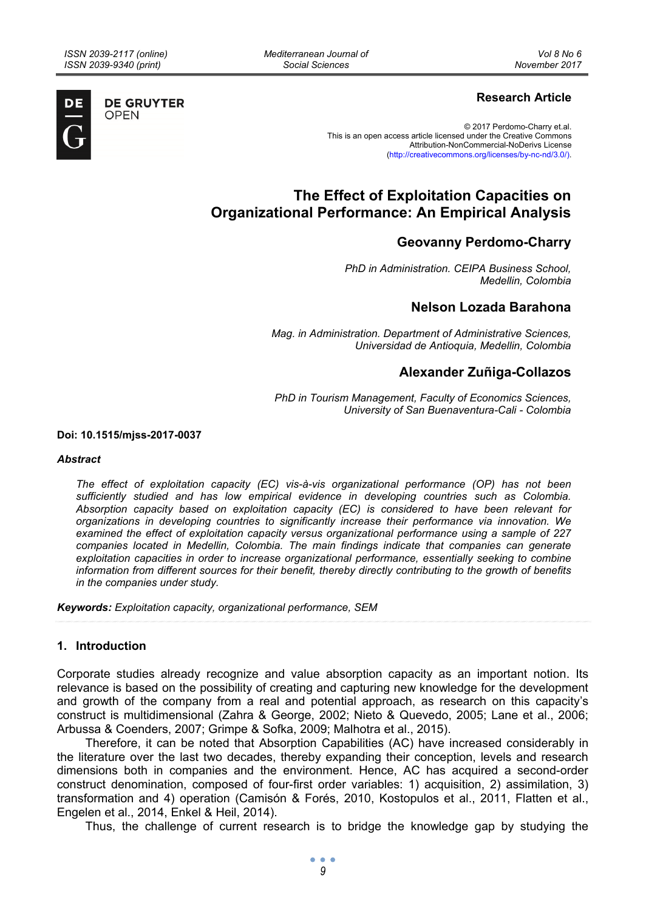**Research Article**

© 2017 Perdomo-Charry et.al.
This is an open access article licensed under the Creative Commons Attribution-NonCommercial-NoDerivs License (http://creativecommons.org/licenses/by-nc-nd/3.0/).

# The Effect of Exploitation Capacities on Organizational Performance: An Empirical Analysis

**Geovanny Perdomo-Charry**

*PhD in Administration. CEIPA Business School, Medellin, Colombia*

**Nelson Lozada Barahona**

*Mag. in Administration. Department of Administrative Sciences, Universidad de Antioquia, Medellin, Colombia*

**Alexander Zuñiga-Collazos**

*PhD in Tourism Management, Faculty of Economics Sciences, University of San Buenaventura-Cali - Colombia*

**Doi: 10.1515/mjss-2017-0037**

### *Abstract*

*The effect of exploitation capacity (EC) vis-à-vis organizational performance (OP) has not been sufficiently studied and has low empirical evidence in developing countries such as Colombia. Absorption capacity based on exploitation capacity (EC) is considered to have been relevant for organizations in developing countries to significantly increase their performance via innovation. We examined the effect of exploitation capacity versus organizational performance using a sample of 227 companies located in Medellin, Colombia. The main findings indicate that companies can generate exploitation capacities in order to increase organizational performance, essentially seeking to combine information from different sources for their benefit, thereby directly contributing to the growth of benefits in the companies under study.*

**Keywords:** *Exploitation capacity, organizational performance, SEM*

## 1. Introduction

Corporate studies already recognize and value absorption capacity as an important notion. Its relevance is based on the possibility of creating and capturing new knowledge for the development and growth of the company from a real and potential approach, as research on this capacity's construct is multidimensional (Zahra & George, 2002; Nieto & Quevedo, 2005; Lane et al., 2006; Arbussa & Coenders, 2007; Grimpe & Sofka, 2009; Malhotra et al., 2015).

Therefore, it can be noted that Absorption Capabilities (AC) have increased considerably in the literature over the last two decades, thereby expanding their conception, levels and research dimensions both in companies and the environment. Hence, AC has acquired a second-order construct denomination, composed of four-first order variables: 1) acquisition, 2) assimilation, 3) transformation and 4) operation (Camisón & Forés, 2010, Kostopulos et al., 2011, Flatten et al., Engelen et al., 2014, Enkel & Heil, 2014).

Thus, the challenge of current research is to bridge the knowledge gap by studying the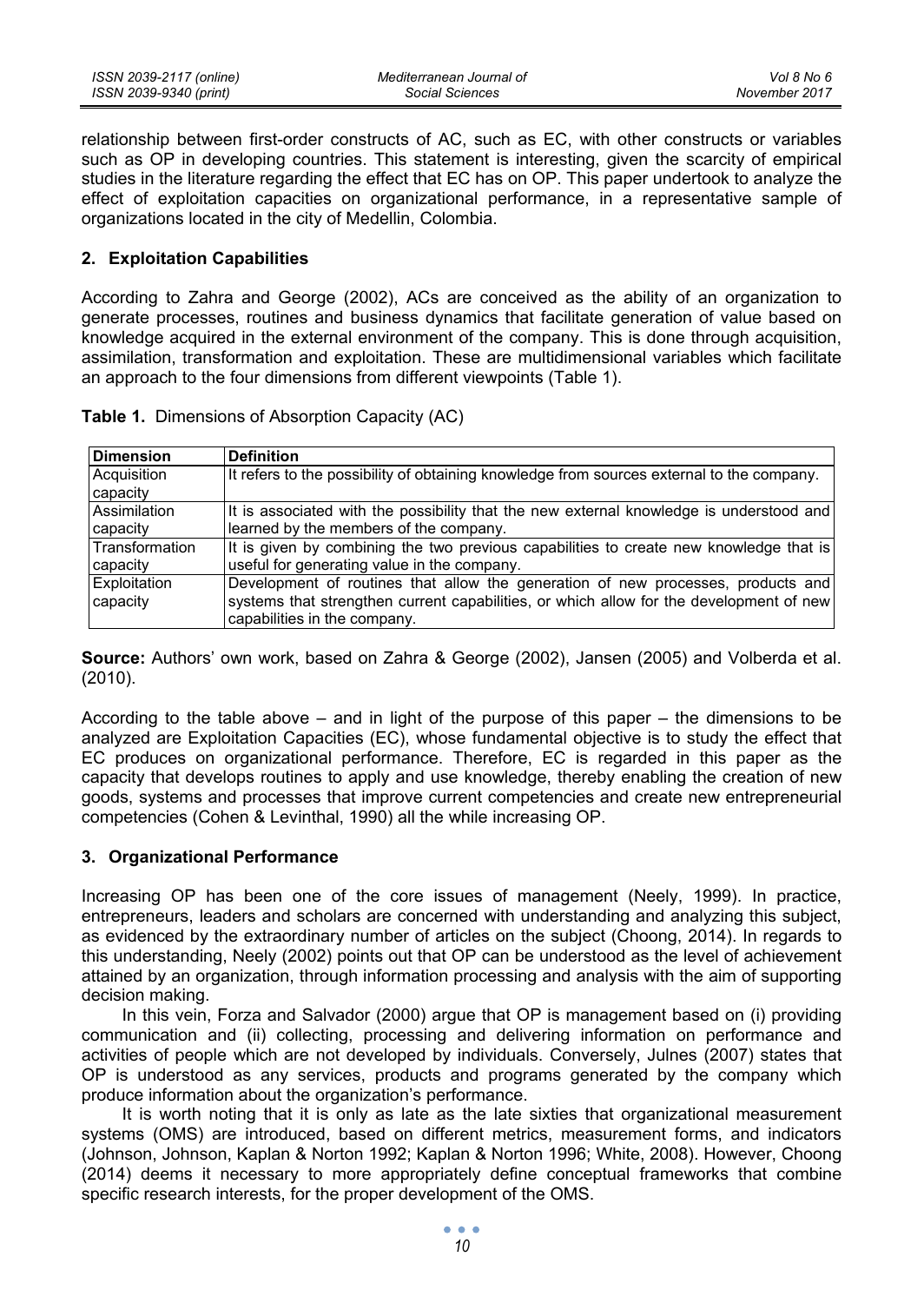relationship between first-order constructs of AC, such as EC, with other constructs or variables such as OP in developing countries. This statement is interesting, given the scarcity of empirical studies in the literature regarding the effect that EC has on OP. This paper undertook to analyze the effect of exploitation capacities on organizational performance, in a representative sample of organizations located in the city of Medellin, Colombia.

## 2. Exploitation Capabilities

According to Zahra and George (2002), ACs are conceived as the ability of an organization to generate processes, routines and business dynamics that facilitate generation of value based on knowledge acquired in the external environment of the company. This is done through acquisition, assimilation, transformation and exploitation. These are multidimensional variables which facilitate an approach to the four dimensions from different viewpoints (Table 1).

**Table 1.** Dimensions of Absorption Capacity (AC)

| Dimension | Definition |
|---|---|
| Acquisition capacity | It refers to the possibility of obtaining knowledge from sources external to the company. |
| Assimilation capacity | It is associated with the possibility that the new external knowledge is understood and learned by the members of the company. |
| Transformation capacity | It is given by combining the two previous capabilities to create new knowledge that is useful for generating value in the company. |
| Exploitation capacity | Development of routines that allow the generation of new processes, products and systems that strengthen current capabilities, or which allow for the development of new capabilities in the company. |

**Source:** Authors' own work, based on Zahra & George (2002), Jansen (2005) and Volberda et al. (2010).

According to the table above – and in light of the purpose of this paper – the dimensions to be analyzed are Exploitation Capacities (EC), whose fundamental objective is to study the effect that EC produces on organizational performance. Therefore, EC is regarded in this paper as the capacity that develops routines to apply and use knowledge, thereby enabling the creation of new goods, systems and processes that improve current competencies and create new entrepreneurial competencies (Cohen & Levinthal, 1990) all the while increasing OP.

## 3. Organizational Performance

Increasing OP has been one of the core issues of management (Neely, 1999). In practice, entrepreneurs, leaders and scholars are concerned with understanding and analyzing this subject, as evidenced by the extraordinary number of articles on the subject (Choong, 2014). In regards to this understanding, Neely (2002) points out that OP can be understood as the level of achievement attained by an organization, through information processing and analysis with the aim of supporting decision making.

In this vein, Forza and Salvador (2000) argue that OP is management based on (i) providing communication and (ii) collecting, processing and delivering information on performance and activities of people which are not developed by individuals. Conversely, Julnes (2007) states that OP is understood as any services, products and programs generated by the company which produce information about the organization's performance.

It is worth noting that it is only as late as the late sixties that organizational measurement systems (OMS) are introduced, based on different metrics, measurement forms, and indicators (Johnson, Johnson, Kaplan & Norton 1992; Kaplan & Norton 1996; White, 2008). However, Choong (2014) deems it necessary to more appropriately define conceptual frameworks that combine specific research interests, for the proper development of the OMS.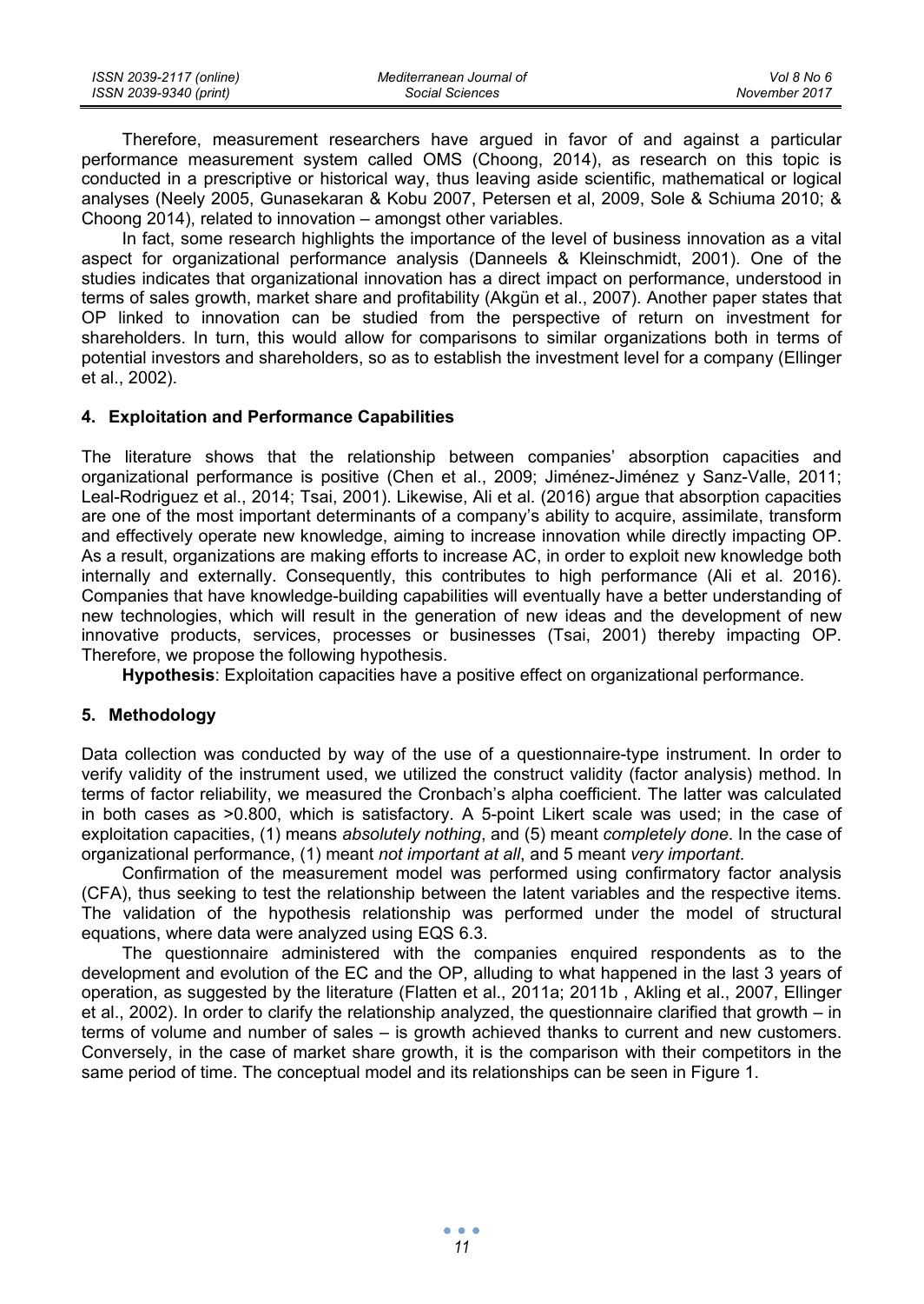Therefore, measurement researchers have argued in favor of and against a particular performance measurement system called OMS (Choong, 2014), as research on this topic is conducted in a prescriptive or historical way, thus leaving aside scientific, mathematical or logical analyses (Neely 2005, Gunasekaran & Kobu 2007, Petersen et al, 2009, Sole & Schiuma 2010; & Choong 2014), related to innovation – amongst other variables.

In fact, some research highlights the importance of the level of business innovation as a vital aspect for organizational performance analysis (Danneels & Kleinschmidt, 2001). One of the studies indicates that organizational innovation has a direct impact on performance, understood in terms of sales growth, market share and profitability (Akgün et al., 2007). Another paper states that OP linked to innovation can be studied from the perspective of return on investment for shareholders. In turn, this would allow for comparisons to similar organizations both in terms of potential investors and shareholders, so as to establish the investment level for a company (Ellinger et al., 2002).

## 4. Exploitation and Performance Capabilities

The literature shows that the relationship between companies' absorption capacities and organizational performance is positive (Chen et al., 2009; Jiménez-Jiménez y Sanz-Valle, 2011; Leal-Rodriguez et al., 2014; Tsai, 2001). Likewise, Ali et al. (2016) argue that absorption capacities are one of the most important determinants of a company's ability to acquire, assimilate, transform and effectively operate new knowledge, aiming to increase innovation while directly impacting OP. As a result, organizations are making efforts to increase AC, in order to exploit new knowledge both internally and externally. Consequently, this contributes to high performance (Ali et al. 2016). Companies that have knowledge-building capabilities will eventually have a better understanding of new technologies, which will result in the generation of new ideas and the development of new innovative products, services, processes or businesses (Tsai, 2001) thereby impacting OP. Therefore, we propose the following hypothesis.

**Hypothesis**: Exploitation capacities have a positive effect on organizational performance.

## 5. Methodology

Data collection was conducted by way of the use of a questionnaire-type instrument. In order to verify validity of the instrument used, we utilized the construct validity (factor analysis) method. In terms of factor reliability, we measured the Cronbach's alpha coefficient. The latter was calculated in both cases as >0.800, which is satisfactory. A 5-point Likert scale was used; in the case of exploitation capacities, (1) means *absolutely nothing*, and (5) meant *completely done*. In the case of organizational performance, (1) meant *not important at all*, and 5 meant *very important*.

Confirmation of the measurement model was performed using confirmatory factor analysis (CFA), thus seeking to test the relationship between the latent variables and the respective items. The validation of the hypothesis relationship was performed under the model of structural equations, where data were analyzed using EQS 6.3.

The questionnaire administered with the companies enquired respondents as to the development and evolution of the EC and the OP, alluding to what happened in the last 3 years of operation, as suggested by the literature (Flatten et al., 2011a; 2011b , Akling et al., 2007, Ellinger et al., 2002). In order to clarify the relationship analyzed, the questionnaire clarified that growth – in terms of volume and number of sales – is growth achieved thanks to current and new customers. Conversely, in the case of market share growth, it is the comparison with their competitors in the same period of time. The conceptual model and its relationships can be seen in Figure 1.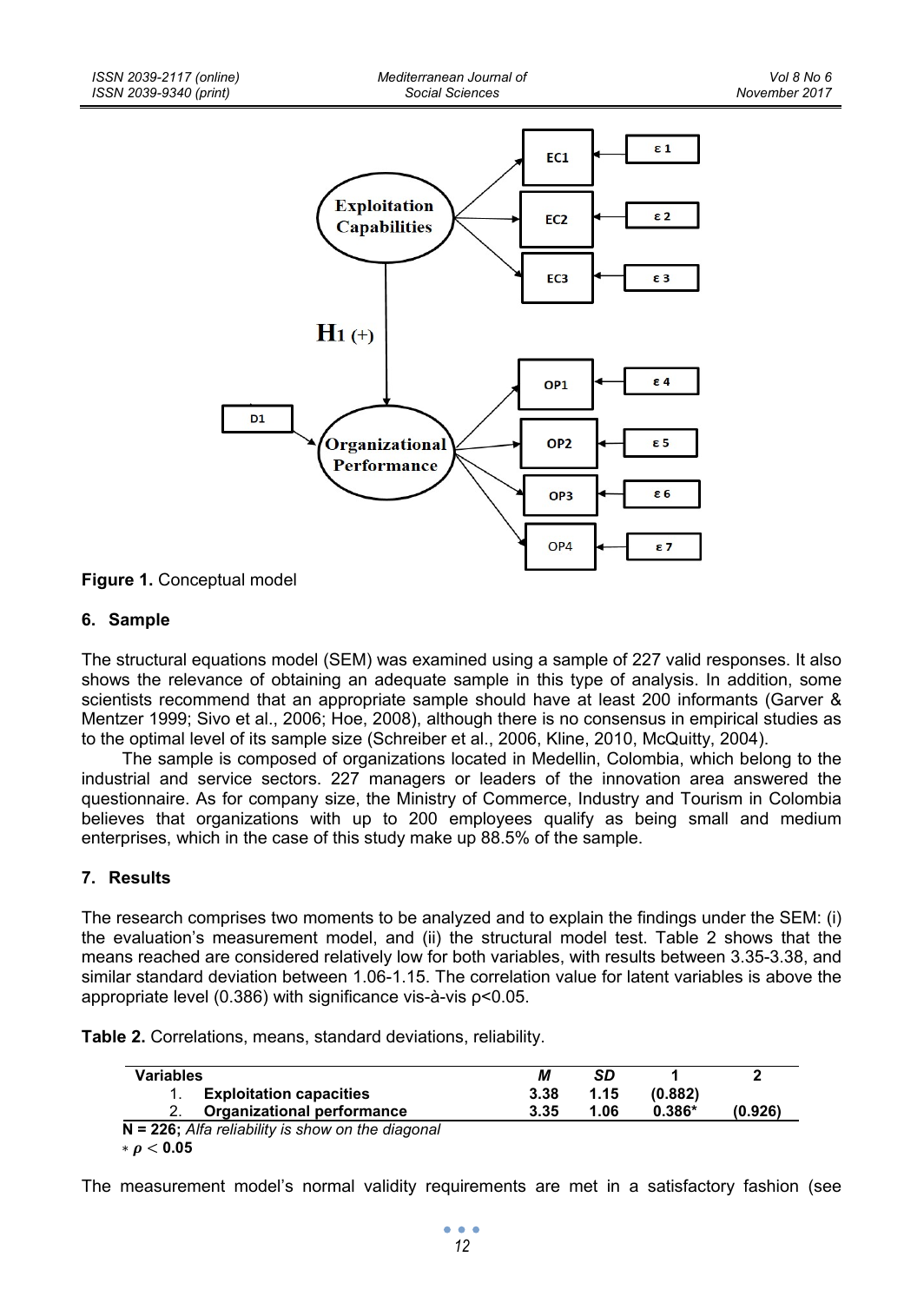**Figure 1.** Conceptual model

## 6. Sample

The structural equations model (SEM) was examined using a sample of 227 valid responses. It also shows the relevance of obtaining an adequate sample in this type of analysis. In addition, some scientists recommend that an appropriate sample should have at least 200 informants (Garver & Mentzer 1999; Sivo et al., 2006; Hoe, 2008), although there is no consensus in empirical studies as to the optimal level of its sample size (Schreiber et al., 2006, Kline, 2010, McQuitty, 2004).

The sample is composed of organizations located in Medellin, Colombia, which belong to the industrial and service sectors. 227 managers or leaders of the innovation area answered the questionnaire. As for company size, the Ministry of Commerce, Industry and Tourism in Colombia believes that organizations with up to 200 employees qualify as being small and medium enterprises, which in the case of this study make up 88.5% of the sample.

## 7. Results

The research comprises two moments to be analyzed and to explain the findings under the SEM: (i) the evaluation's measurement model, and (ii) the structural model test. Table 2 shows that the means reached are considered relatively low for both variables, with results between 3.35-3.38, and similar standard deviation between 1.06-1.15. The correlation value for latent variables is above the appropriate level (0.386) with significance vis-à-vis $\rho<0.05$.

**Table 2.** Correlations, means, standard deviations, reliability.

| Variables | *M* | *SD* | 1 | 2 |
|---|---|---|---|---|
| 1. **Exploitation capacities** | **3.38** | **1.15** | **(0.882)** | |
| 2. **Organizational performance** | **3.35** | **1.06** | **0.386*** | **(0.926)** |

**N = 226;** *Alfa reliability is show on the diagonal*
$* \rho < 0.05$

The measurement model's normal validity requirements are met in a satisfactory fashion (see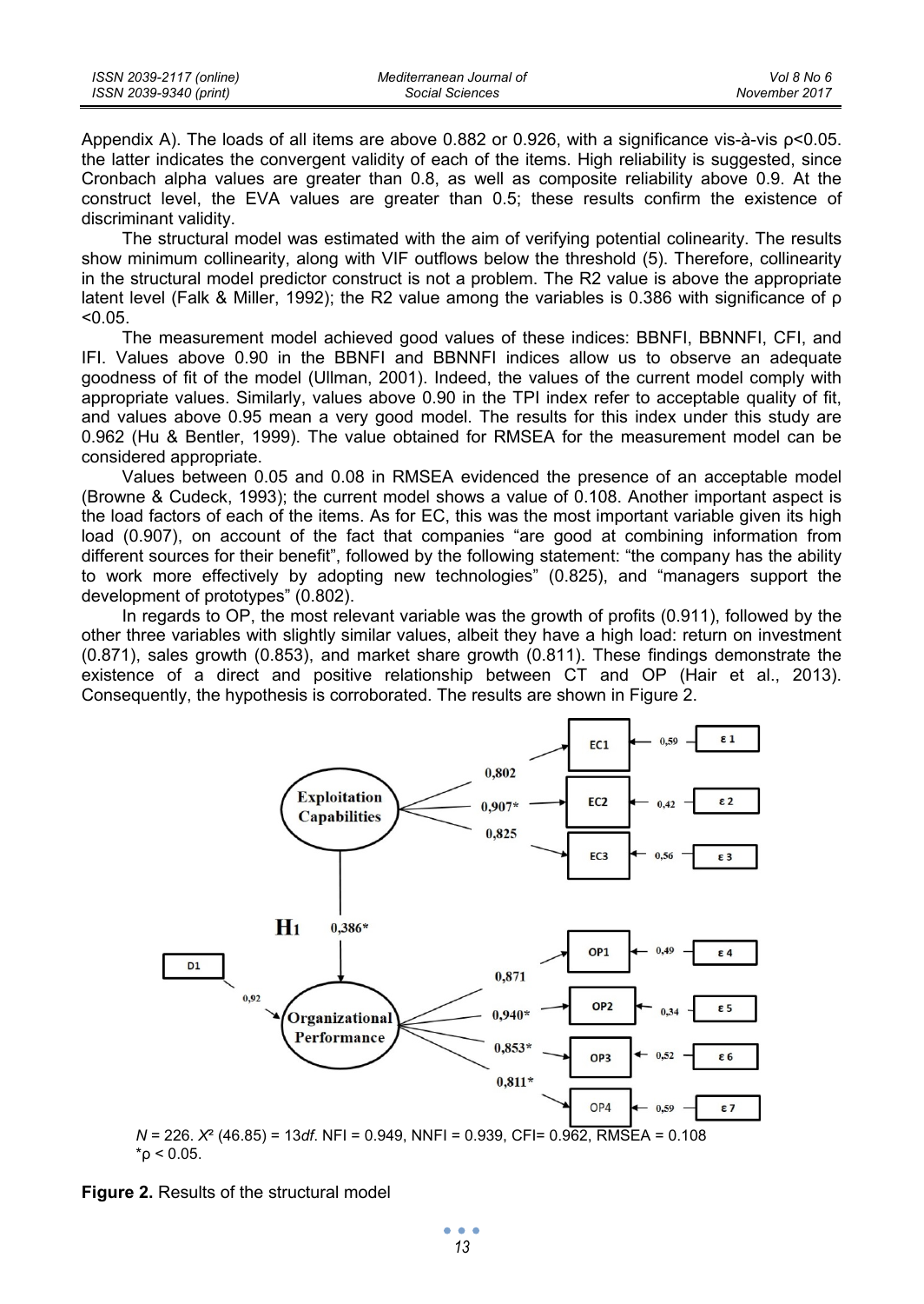Appendix A). The loads of all items are above 0.882 or 0.926, with a significance vis-à-vis $\rho<0.05$. the latter indicates the convergent validity of each of the items. High reliability is suggested, since Cronbach alpha values are greater than 0.8, as well as composite reliability above 0.9. At the construct level, the EVA values are greater than 0.5; these results confirm the existence of discriminant validity.

The structural model was estimated with the aim of verifying potential colinearity. The results show minimum collinearity, along with VIF outflows below the threshold (5). Therefore, collinearity in the structural model predictor construct is not a problem. The R2 value is above the appropriate latent level (Falk & Miller, 1992); the R2 value among the variables is 0.386 with significance of $\rho <0.05$.

The measurement model achieved good values of these indices: BBNFI, BBNNFI, CFI, and IFI. Values above 0.90 in the BBNFI and BBNNFI indices allow us to observe an adequate goodness of fit of the model (Ullman, 2001). Indeed, the values of the current model comply with appropriate values. Similarly, values above 0.90 in the TPI index refer to acceptable quality of fit, and values above 0.95 mean a very good model. The results for this index under this study are 0.962 (Hu & Bentler, 1999). The value obtained for RMSEA for the measurement model can be considered appropriate.

Values between 0.05 and 0.08 in RMSEA evidenced the presence of an acceptable model (Browne & Cudeck, 1993); the current model shows a value of 0.108. Another important aspect is the load factors of each of the items. As for EC, this was the most important variable given its high load (0.907), on account of the fact that companies "are good at combining information from different sources for their benefit", followed by the following statement: "the company has the ability to work more effectively by adopting new technologies" (0.825), and "managers support the development of prototypes" (0.802).

In regards to OP, the most relevant variable was the growth of profits (0.911), followed by the other three variables with slightly similar values, albeit they have a high load: return on investment (0.871), sales growth (0.853), and market share growth (0.811). These findings demonstrate the existence of a direct and positive relationship between CT and OP (Hair et al., 2013). Consequently, the hypothesis is corroborated. The results are shown in Figure 2.

*N* = 226. $X^2$ (46.85) = 13*df*. NFI = 0.949, NNFI = 0.939, CFI= 0.962, RMSEA = 0.108
$^*\rho < 0.05$.

**Figure 2.** Results of the structural model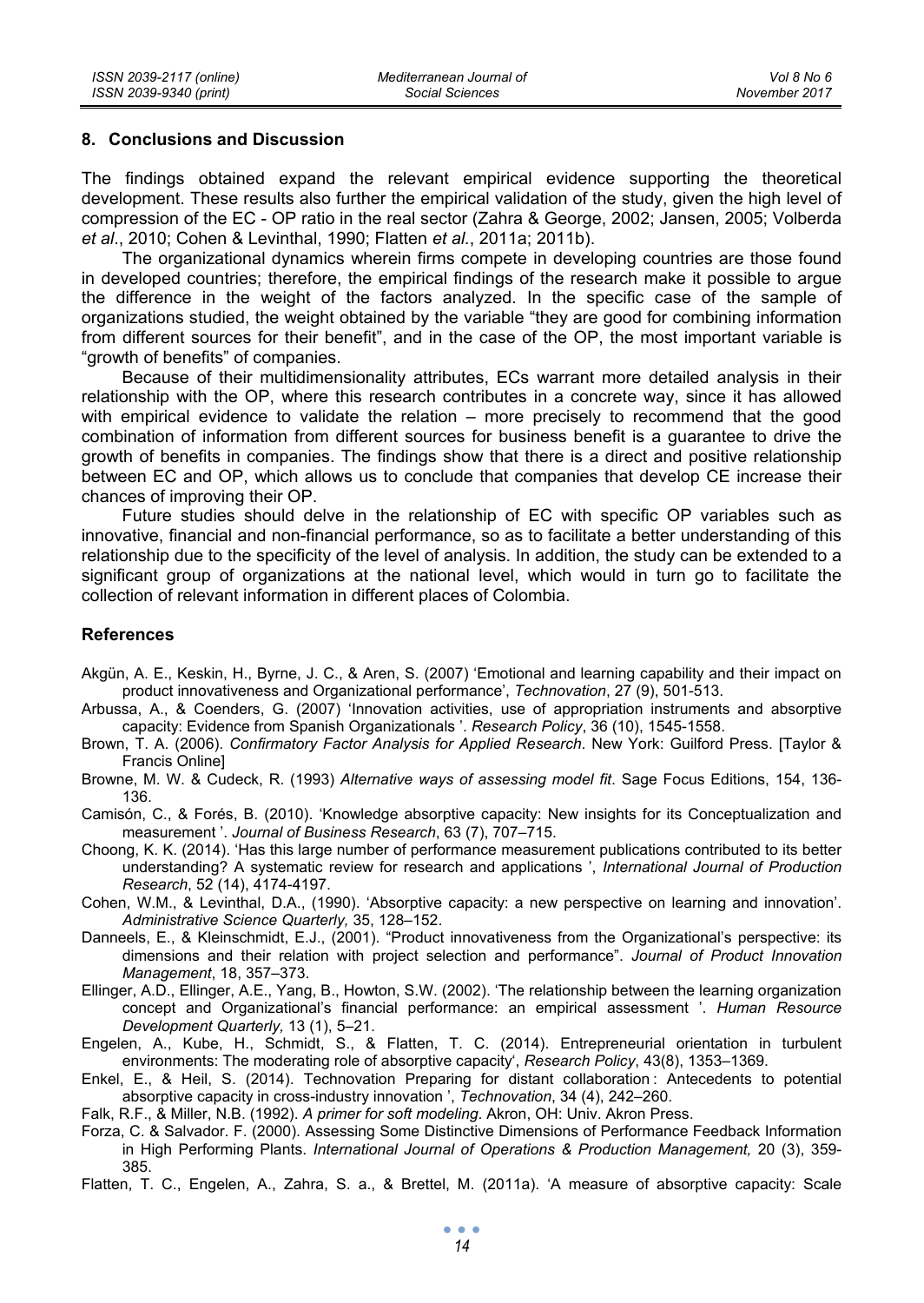## 8. Conclusions and Discussion

The findings obtained expand the relevant empirical evidence supporting the theoretical development. These results also further the empirical validation of the study, given the high level of compression of the EC - OP ratio in the real sector (Zahra & George, 2002; Jansen, 2005; Volberda *et al*., 2010; Cohen & Levinthal, 1990; Flatten *et al.*, 2011a; 2011b).

The organizational dynamics wherein firms compete in developing countries are those found in developed countries; therefore, the empirical findings of the research make it possible to argue the difference in the weight of the factors analyzed. In the specific case of the sample of organizations studied, the weight obtained by the variable "they are good for combining information from different sources for their benefit", and in the case of the OP, the most important variable is "growth of benefits" of companies.

Because of their multidimensionality attributes, ECs warrant more detailed analysis in their relationship with the OP, where this research contributes in a concrete way, since it has allowed with empirical evidence to validate the relation – more precisely to recommend that the good combination of information from different sources for business benefit is a guarantee to drive the growth of benefits in companies. The findings show that there is a direct and positive relationship between EC and OP, which allows us to conclude that companies that develop CE increase their chances of improving their OP.

Future studies should delve in the relationship of EC with specific OP variables such as innovative, financial and non-financial performance, so as to facilitate a better understanding of this relationship due to the specificity of the level of analysis. In addition, the study can be extended to a significant group of organizations at the national level, which would in turn go to facilitate the collection of relevant information in different places of Colombia.

## References

Akgün, A. E., Keskin, H., Byrne, J. C., & Aren, S. (2007) 'Emotional and learning capability and their impact on product innovativeness and Organizational performance', *Technovation*, 27 (9), 501-513.

Arbussa, A., & Coenders, G. (2007) 'Innovation activities, use of appropriation instruments and absorptive capacity: Evidence from Spanish Organizationals '. *Research Policy*, 36 (10), 1545-1558.

Brown, T. A. (2006). *Confirmatory Factor Analysis for Applied Research*. New York: Guilford Press. [Taylor & Francis Online]

Browne, M. W. & Cudeck, R. (1993) *Alternative ways of assessing model fit*. Sage Focus Editions, 154, 136-136.

Camisón, C., & Forés, B. (2010). 'Knowledge absorptive capacity: New insights for its Conceptualization and measurement '. *Journal of Business Research*, 63 (7), 707–715.

Choong, K. K. (2014). 'Has this large number of performance measurement publications contributed to its better understanding? A systematic review for research and applications ', *International Journal of Production Research*, 52 (14), 4174-4197.

Cohen, W.M., & Levinthal, D.A., (1990). 'Absorptive capacity: a new perspective on learning and innovation'. *Administrative Science Quarterly,* 35, 128–152.

Danneels, E., & Kleinschmidt, E.J., (2001). "Product innovativeness from the Organizational's perspective: its dimensions and their relation with project selection and performance". *Journal of Product Innovation Management*, 18, 357–373.

Ellinger, A.D., Ellinger, A.E., Yang, B., Howton, S.W. (2002). 'The relationship between the learning organization concept and Organizational's financial performance: an empirical assessment '. *Human Resource Development Quarterly,* 13 (1), 5–21.

Engelen, A., Kube, H., Schmidt, S., & Flatten, T. C. (2014). Entrepreneurial orientation in turbulent environments: The moderating role of absorptive capacity', *Research Policy*, 43(8), 1353–1369.

Enkel, E., & Heil, S. (2014). Technovation Preparing for distant collaboration : Antecedents to potential absorptive capacity in cross-industry innovation ', *Technovation*, 34 (4), 242–260.

Falk, R.F., & Miller, N.B. (1992). *A primer for soft modeling.* Akron, OH: Univ. Akron Press.

Forza, C. & Salvador. F. (2000). Assessing Some Distinctive Dimensions of Performance Feedback Information in High Performing Plants. *International Journal of Operations & Production Management,* 20 (3), 359-385.

Flatten, T. C., Engelen, A., Zahra, S. a., & Brettel, M. (2011a). 'A measure of absorptive capacity: Scale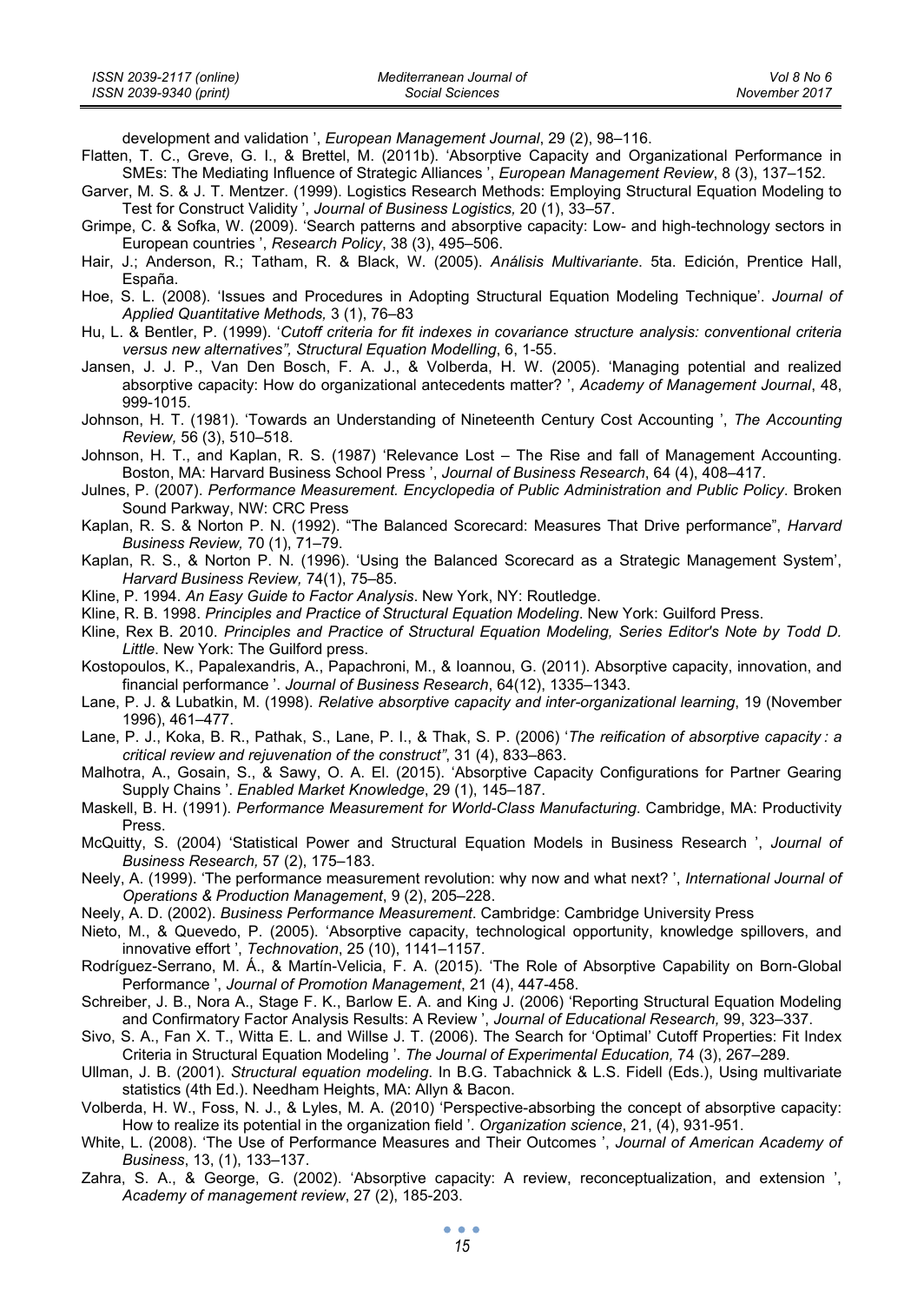development and validation ', *European Management Journal*, 29 (2), 98–116.

Flatten, T. C., Greve, G. I., & Brettel, M. (2011b). 'Absorptive Capacity and Organizational Performance in SMEs: The Mediating Influence of Strategic Alliances ', *European Management Review*, 8 (3), 137–152.

Garver, M. S. & J. T. Mentzer. (1999). Logistics Research Methods: Employing Structural Equation Modeling to Test for Construct Validity ', *Journal of Business Logistics,* 20 (1), 33–57.

Grimpe, C. & Sofka, W. (2009). 'Search patterns and absorptive capacity: Low- and high-technology sectors in European countries ', *Research Policy*, 38 (3), 495–506.

Hair, J.; Anderson, R.; Tatham, R. & Black, W. (2005). *Análisis Multivariante*. 5ta. Edición, Prentice Hall, España.

Hoe, S. L. (2008). 'Issues and Procedures in Adopting Structural Equation Modeling Technique'. *Journal of Applied Quantitative Methods,* 3 (1), 76–83

Hu, L. & Bentler, P. (1999). '*Cutoff criteria for fit indexes in covariance structure analysis: conventional criteria versus new alternatives", Structural Equation Modelling*, 6, 1-55.

Jansen, J. J. P., Van Den Bosch, F. A. J., & Volberda, H. W. (2005). 'Managing potential and realized absorptive capacity: How do organizational antecedents matter? ', *Academy of Management Journal*, 48, 999-1015.

Johnson, H. T. (1981). 'Towards an Understanding of Nineteenth Century Cost Accounting ', *The Accounting Review,* 56 (3), 510–518.

Johnson, H. T., and Kaplan, R. S. (1987) 'Relevance Lost – The Rise and fall of Management Accounting. Boston, MA: Harvard Business School Press ', *Journal of Business Research*, 64 (4), 408–417.

Julnes, P. (2007). *Performance Measurement. Encyclopedia of Public Administration and Public Policy*. Broken Sound Parkway, NW: CRC Press

Kaplan, R. S. & Norton P. N. (1992). "The Balanced Scorecard: Measures That Drive performance", *Harvard Business Review,* 70 (1), 71–79.

Kaplan, R. S., & Norton P. N. (1996). 'Using the Balanced Scorecard as a Strategic Management System', *Harvard Business Review,* 74(1), 75–85.

Kline, P. 1994. *An Easy Guide to Factor Analysis*. New York, NY: Routledge.

Kline, R. B. 1998. *Principles and Practice of Structural Equation Modeling*. New York: Guilford Press.

Kline, Rex B. 2010. *Principles and Practice of Structural Equation Modeling, Series Editor's Note by Todd D. Little*. New York: The Guilford press.

Kostopoulos, K., Papalexandris, A., Papachroni, M., & Ioannou, G. (2011). Absorptive capacity, innovation, and financial performance '. *Journal of Business Research*, 64(12), 1335–1343.

Lane, P. J. & Lubatkin, M. (1998). *Relative absorptive capacity and inter-organizational learning*, 19 (November 1996), 461–477.

Lane, P. J., Koka, B. R., Pathak, S., Lane, P. I., & Thak, S. P. (2006) '*The reification of absorptive capacity : a critical review and rejuvenation of the construct"*, 31 (4), 833–863.

Malhotra, A., Gosain, S., & Sawy, O. A. El. (2015). 'Absorptive Capacity Configurations for Partner Gearing Supply Chains '. *Enabled Market Knowledge*, 29 (1), 145–187.

Maskell, B. H. (1991). *Performance Measurement for World-Class Manufacturing*. Cambridge, MA: Productivity Press.

McQuitty, S. (2004) 'Statistical Power and Structural Equation Models in Business Research ', *Journal of Business Research,* 57 (2), 175–183.

Neely, A. (1999). 'The performance measurement revolution: why now and what next? ', *International Journal of Operations & Production Management*, 9 (2), 205–228.

Neely, A. D. (2002). *Business Performance Measurement*. Cambridge: Cambridge University Press

Nieto, M., & Quevedo, P. (2005). 'Absorptive capacity, technological opportunity, knowledge spillovers, and innovative effort ', *Technovation*, 25 (10), 1141–1157.

Rodríguez-Serrano, M. Á., & Martín-Velicia, F. A. (2015). 'The Role of Absorptive Capability on Born-Global Performance ', *Journal of Promotion Management*, 21 (4), 447-458.

Schreiber, J. B., Nora A., Stage F. K., Barlow E. A. and King J. (2006) 'Reporting Structural Equation Modeling and Confirmatory Factor Analysis Results: A Review ', *Journal of Educational Research,* 99, 323–337.

Sivo, S. A., Fan X. T., Witta E. L. and Willse J. T. (2006). The Search for 'Optimal' Cutoff Properties: Fit Index Criteria in Structural Equation Modeling '. *The Journal of Experimental Education,* 74 (3), 267–289.

Ullman, J. B. (2001). *Structural equation modeling*. In B.G. Tabachnick & L.S. Fidell (Eds.), Using multivariate statistics (4th Ed.). Needham Heights, MA: Allyn & Bacon.

Volberda, H. W., Foss, N. J., & Lyles, M. A. (2010) 'Perspective-absorbing the concept of absorptive capacity: How to realize its potential in the organization field '. *Organization science*, 21, (4), 931-951.

White, L. (2008). 'The Use of Performance Measures and Their Outcomes ', *Journal of American Academy of Business*, 13, (1), 133–137.

Zahra, S. A., & George, G. (2002). 'Absorptive capacity: A review, reconceptualization, and extension ', *Academy of management review*, 27 (2), 185-203.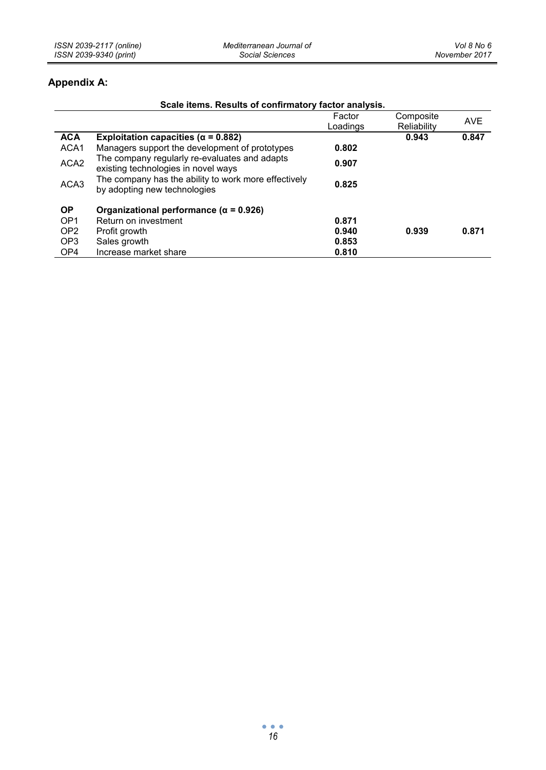## Appendix A:

**Scale items. Results of confirmatory factor analysis.**

| | | Factor Loadings | Composite Reliability | AVE |
|---|---|---|---|---|
| **ACA** | **Exploitation capacities (α = 0.882)** | | **0.943** | **0.847** |
| ACA1 | Managers support the development of prototypes | **0.802** | | |
| ACA2 | The company regularly re-evaluates and adapts existing technologies in novel ways | **0.907** | | |
| ACA3 | The company has the ability to work more effectively by adopting new technologies | **0.825** | | |
| **OP** | **Organizational performance (α = 0.926)** | | | |
| OP1 | Return on investment | **0.871** | | |
| OP2 | Profit growth | **0.940** | **0.939** | **0.871** |
| OP3 | Sales growth | **0.853** | | |
| OP4 | Increase market share | **0.810** | | |